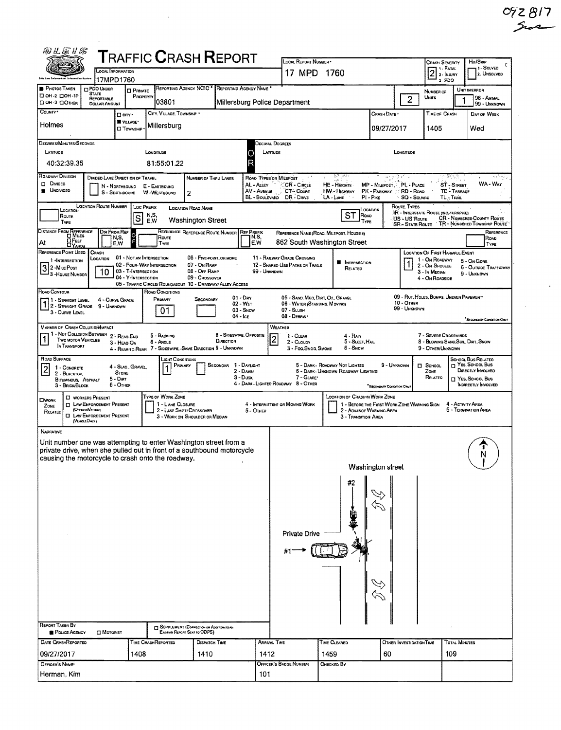092817

# OH LEIS TRAFFIC CRASH REPORT

| Field | Value |
|---|---|
| Local Information | 17MPD1760 |
| Local Report Number | 17 MPD 1760 |
| Crash Severity | 2 (1 - Fatal, 2 - Injury, 3 - PDO) |
| Hit/Skip | 1 - Solved, 2 - Unsolved |
| Photos Taken | OH-2 / OH-1P / OH-3 / Other |
| PDO Under State Reportable Dollar Amount | |
| Private Property | |
| Reporting Agency NCIC | 03801 |
| Reporting Agency Name | Millersburg Police Department |
| Number of Units | 2 |
| Unit in Error | 1 (98 - Animal, 99 - Unknown) |
| County | Holmes |
| City, Village, Township | Village: Millersburg |
| Crash Date | 09/27/2017 |
| Time of Crash | 1405 |
| Day of Week | Wed |

**Degrees/Minutes/Seconds** — Latitude: 40:32:39.35 — Longitude: 81:55:01.22

**Decimal Degrees** — Latitude: — Longitude:

## Roadway Division

- Roadway Division: Undivided
- Divided Lane Direction of Travel: N - Northbound, S - Southbound, E - Eastbound, W - Westbound
- Number of Thru Lanes: 2

Road Types or Milepost: AL - Alley, AV - Avenue, BL - Boulevard, CR - Circle, CT - Court, DR - Drive, HE - Heights, HW - Highway, LA - Lane, MP - Milepost, PK - Parkway, PI - Pike, PL - Place, RD - Road, SQ - Square, ST - Street, TE - Terrace, TL - Trail, WA - Way

| Location Route Number | Loc Prefix | Location Road Name | Location Road Type |
|---|---|---|---|
| | S | Washington Street | ST |

Route Types: IR - Interstate Route (inc. Turnpike), US - US Route, SR - State Route, CR - Numbered County Route, TR - Numbered Township Route

| Distance From Reference | Dir From Ref | Reference Route | Reference Reference Route Number | Ref Prefix | Reference Name (Road, Milepost, House #) | Reference Road Type |
|---|---|---|---|---|---|---|
| At | | | | | 862 South Washington Street | |

- Reference Point Used: 3 (1 - Intersection, 2 - Mile Post, 3 - House Number)
- Crash Location: 10 (01 - Not an Intersection, 02 - Four-Way Intersection, 03 - T-Intersection, 04 - Y-Intersection, 05 - Traffic Circle/Roundabout, 06 - Five-Point, or More, 07 - On Ramp, 08 - Off Ramp, 09 - Crossover, 10 - Driveway/Alley Access, 11 - Railway Grade Crossing, 12 - Shared-Use Paths or Trails, 99 - Unknown)
- Intersection Related: ■
- Location of First Harmful Event: 1 (1 - On Roadway, 2 - On Shoulder, 3 - In Median, 4 - On Roadside, 5 - On Gore, 6 - Outside Trafficway, 9 - Unknown)

## Road Contour / Conditions

- Road Contour: 1 (1 - Straight Level, 2 - Straight Grade, 3 - Curve Level, 4 - Curve Grade, 9 - Unknown)
- Road Conditions: Primary 01 (01 - Dry, 02 - Wet, 03 - Snow, 04 - Ice, 05 - Sand, Mud, Dirt, Oil, Gravel, 06 - Water (Standing, Moving), 07 - Slush, 08 - Debris, 09 - Rut, Holes, Bumps, Uneven Pavement, 10 - Other, 99 - Unknown)
- Manner of Crash Collision/Impact: 1 (1 - Not Collision Between Two Motor Vehicles in Transport, 2 - Rear-End, 3 - Head-On, 4 - Rear-to-Rear, 5 - Backing, 6 - Angle, 7 - Sideswipe, Same Direction, 8 - Sideswipe, Opposite Direction, 9 - Unknown)
- Weather: 2 (1 - Clear, 2 - Cloudy, 3 - Fog, Smog, Smoke, 4 - Rain, 5 - Sleet, Hail, 6 - Snow, 7 - Severe Crosswinds, 8 - Blowing Sand, Soil, Dirt, Snow, 9 - Other/Unknown)
- Road Surface: 2 (1 - Concrete, 2 - Blacktop, Bituminous, Asphalt, 3 - Brick/Block, 4 - Slag, Gravel, Stone, 5 - Dirt, 6 - Other)
- Light Conditions: Primary 1 (1 - Daylight, 2 - Dawn, 3 - Dusk, 4 - Dark - Lighted Roadway, 5 - Dark - Roadway Not Lighted, 6 - Dark - Unknown Roadway Lighting, 7 - Glare, 8 - Other, 9 - Unknown)
- School Zone Related: ☐
- School Bus Related: ☐ Yes, School Bus Directly Involved / ☐ Yes, School Bus Indirectly Involved

## Work Zone

- Work Zone Related: ☐ — Workers Present ☐, Law Enforcement Present (Officer/Vehicle) ☐, Law Enforcement Present (Vehicle Only) ☐
- Type of Work Zone: 1 - Lane Closure, 2 - Lane Shift/Crossover, 3 - Work on Shoulder or Median, 4 - Intermittent or Moving Work, 5 - Other
- Location of Crash in Work Zone: 1 - Before the First Work Zone Warning Sign, 2 - Advance Warning Area, 3 - Transition Area, 4 - Activity Area, 5 - Termination Area

## Narrative

Unit number one was attempting to enter Washington street from a private drive, when she pulled out in front of a southbound motorcycle causing the motorcycle to crash onto the roadway.

Diagram labels: Washington street; #2; Private Drive; #1; N

## Report Details

- Report Taken By: ■ Police Agency ☐ Motorist
- ☐ Supplement (Correction or Addition to an Existing Report Sent to ODPS)

| Date Crash Reported | Time Crash Reported | Dispatch Time | Arrival Time | Time Cleared | Other Investigation Time | Total Minutes |
|---|---|---|---|---|---|---|
| 09/27/2017 | 1408 | 1410 | 1412 | 1459 | 60 | 109 |

| Officer's Name | Officer's Badge Number | Checked By |
|---|---|---|
| Herman, Kim | 101 | |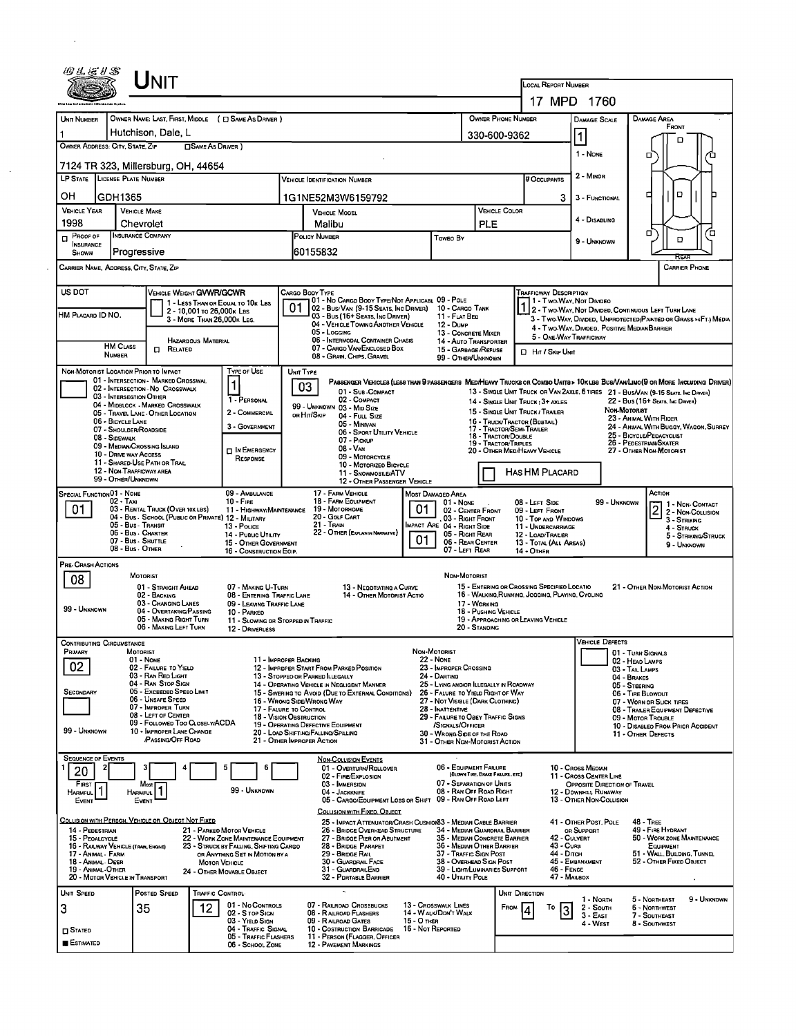# UNIT

**LOCAL REPORT NUMBER:** 17 MPD 1760

| UNIT NUMBER | OWNER NAME: LAST, FIRST, MIDDLE ( ☐ SAME AS DRIVER ) | OWNER PHONE NUMBER | DAMAGE SCALE | DAMAGE AREA |
|---|---|---|---|---|
| 1 | Hutchison, Dale, L | 330-600-9362 | 1 | FRONT |

**OWNER ADDRESS: CITY, STATE, ZIP** ☐ SAME AS DRIVER )
7124 TR 323, Millersburg, OH, 44654

DAMAGE SCALE: 1 - NONE, 2 - MINOR, 3 - FUNCTIONAL, 4 - DISABLING, 9 - UNKNOWN

| LP STATE | LICENSE PLATE NUMBER | VEHICLE IDENTIFICATION NUMBER | # OCCUPANTS |
|---|---|---|---|
| OH | GDH1365 | 1G1NE52M3W6159792 | 3 |

| VEHICLE YEAR | VEHICLE MAKE | VEHICLE MODEL | VEHICLE COLOR |
|---|---|---|---|
| 1998 | Chevrolet | Malibu | PLE |

| ☐ PROOF OF INSURANCE SHOWN | INSURANCE COMPANY | POLICY NUMBER | TOWED BY |
|---|---|---|---|
| | Progressive | 60155832 | |

CARRIER NAME, ADDRESS, CITY, STATE, ZIP — CARRIER PHONE

US DOT — VEHICLE WEIGHT GVWR/GCWR: 1 - LESS THAN OR EQUAL TO 10K LBS; 2 - 10,001 TO 26,000K LBS; 3 - MORE THAN 26,000K LBS.

HM PLACARD ID NO. — HM CLASS NUMBER — ☐ RELATED — HAZARDOUS MATERIAL

CARGO BODY TYPE: **01** — 01 - NO CARGO BODY TYPE/NOT APPLICABL; 02 - BUS/VAN (9-15 SEATS, INC DRIVER); 03 - BUS (16+ SEATS, INC DRIVER); 04 - VEHICLE TOWING ANOTHER VEHICLE; 05 - LOGGING; 06 - INTERMODAL CONTAINER CHASIS; 07 - CARGO VAN/ENCLOSED BOX; 08 - GRAIN, CHIPS, GRAVEL; 09 - POLE; 10 - CARGO TANK; 11 - FLAT BED; 12 - DUMP; 13 - CONCRETE MIXER; 14 - AUTO TRANSPORTER; 15 - GARBAGE/REFUSE; 99 - OTHER/UNKNOWN

TRAFFICWAY DESCRIPTION: **1** — 1 - TWO-WAY, NOT DIVIDED; 2 - TWO-WAY, NOT DIVIDED, CONTINUOUS LEFT TURN LANE; 3 - TWO-WAY, DIVIDED, UNPROTECTED(PAINTED OR GRASS >4FT.) MEDIA; 4 - TWO-WAY, DIVIDED, POSITIVE MEDIAN BARRIER; 5 - ONE-WAY TRAFFICWAY; ☐ HIT / SKIP UNIT

NON-MOTORIST LOCATION PRIOR TO IMPACT: 01 - INTERSECTION - MARKED CROSSWAL; 02 - INTERSECTION - NO CROSSWALK; 03 - INTERSECTION OTHER; 04 - MIDBLOCK - MARKED CROSSWALK; 05 - TRAVEL LANE - OTHER LOCATION; 06 - BICYCLE LANE; 07 - SHOULDER/ROADSIDE; 08 - SIDEWALK; 09 - MEDIAN/CROSSING ISLAND; 10 - DRIVE WAY ACCESS; 11 - SHARED-USE PATH OR TRAIL; 12 - NON-TRAFFICWAY AREA; 99 - OTHER/UNKNOWN

TYPE OF USE: **1** — 1 - PERSONAL; 2 - COMMERCIAL; 3 - GOVERNMENT; ☐ IN EMERGENCY RESPONSE

UNIT TYPE: **03** — PASSENGER VEHICLES (LESS THAN 9 PASSENGERS MED/HEAVY TRUCKS OR COMBO UNITS > 10K LBS BUS/VAN/LIMO(9 OR MORE INCLUDING DRIVER)): 01 - SUB-COMPACT; 02 - COMPACT; 99 - UNKNOWN 03 - MID SIZE OR HIT/SKIP; 04 - FULL SIZE; 05 - MINIVAN; 06 - SPORT UTILITY VEHICLE; 07 - PICKUP; 08 - VAN; 09 - MOTORCYCLE; 10 - MOTORIZED BICYCLE; 11 - SNOWMOBILE/ATV; 12 - OTHER PASSENGER VEHICLE; 13 - SINGLE UNIT TRUCK OR VAN 2AXLE, 6 TIRES; 14 - SINGLE UNIT TRUCK: 3+ AXLES; 15 - SINGLE UNIT TRUCK / TRAILER; 16 - TRUCK/TRACTOR (BOBTAIL); 17 - TRACTOR/SEMI-TRAILER; 18 - TRACTOR/DOUBLE; 19 - TRACTOR/TRIPLES; 20 - OTHER MED/HEAVY VEHICLE; 21 - BUS/VAN (9-15 SEATS, INC DRIVER); 22 - BUS (16+ SEATS, INC DRIVER); NON-MOTORIST: 23 - ANIMAL WITH RIDER; 24 - ANIMAL WITH BUGGY, WAGON, SURREY; 25 - BICYCLE/PEDACYCLIST; 26 - PEDESTRIAN/SKATER; 27 - OTHER NON-MOTORIST; ☐ HAS HM PLACARD

SPECIAL FUNCTION: **01** — 01 - NONE; 02 - TAXI; 03 - RENTAL TRUCK (OVER 10K LBS); 04 - BUS - SCHOOL (PUBLIC OR PRIVATE); 05 - BUS - TRANSIT; 06 - BUS - CHARTER; 07 - BUS - SHUTTLE; 08 - BUS - OTHER; 09 - AMBULANCE; 10 - FIRE; 11 - HIGHWAY/MAINTENANCE; 12 - MILITARY; 13 - POLICE; 14 - PUBLIC UTILITY; 15 - OTHER GOVERNMENT; 16 - CONSTRUCTION EQIP.; 17 - FARM VEHICLE; 18 - FARM EQUIPMENT; 19 - MOTORHOME; 20 - GOLF CART; 21 - TRAIN; 22 - OTHER (EXPLAIN IN NARRATIVE)

MOST DAMAGED AREA: **01**; IMPACT ARE: **01** — 01 - NONE; 02 - CENTER FRONT; 03 - RIGHT FRONT; 04 - RIGHT SIDE; 05 - RIGHT REAR; 06 - REAR CENTER; 07 - LEFT REAR; 08 - LEFT SIDE; 09 - LEFT FRONT; 10 - TOP AND WINDOWS; 11 - UNDERCARRIAGE; 12 - LOAD/TRAILER; 13 - TOTAL (ALL AREAS); 14 - OTHER; 99 - UNKNOWN

ACTION: **2** — 1 - NON-CONTACT; 2 - NON-COLLISION; 3 - STRIKING; 4 - STRUCK; 5 - STRIKING/STRUCK; 9 - UNKNOWN

PRE-CRASH ACTIONS: **08** — MOTORIST: 01 - STRAIGHT AHEAD; 02 - BACKING; 03 - CHANGING LANES; 04 - OVERTAKING/PASSING; 05 - MAKING RIGHT TURN; 06 - MAKING LEFT TURN; 07 - MAKING U-TURN; 08 - ENTERING TRAFFIC LANE; 09 - LEAVING TRAFFIC LANE; 10 - PARKED; 11 - SLOWING OR STOPPED IN TRAFFIC; 12 - DRIVERLESS; 13 - NEGOTIATING A CURVE; 14 - OTHER MOTORIST ACTIO; 99 - UNKNOWN. NON-MOTORIST: 15 - ENTERING OR CROSSING SPECIFIED LOCATIO; 16 - WALKING, RUNNING, JOGGING, PLAYING, CYCLING; 17 - WORKING; 18 - PUSHING VEHICLE; 19 - APPROACHING OR LEAVING VEHICLE; 20 - STANDING; 21 - OTHER NON-MOTORIST ACTION

CONTRIBUTING CIRCUMSTANCE: PRIMARY **02**; SECONDARY (blank) — MOTORIST: 01 - NONE; 02 - FAILURE TO YIELD; 03 - RAN RED LIGHT; 04 - RAN STOP SIGN; 05 - EXCEEDED SPEED LIMIT; 06 - UNSAFE SPEED; 07 - IMPROPER TURN; 08 - LEFT OF CENTER; 09 - FOLLOWED TOO CLOSELY/ACDA; 10 - IMPROPER LANE CHANGE /PASSING/OFF ROAD; 11 - IMPROPER BACKING; 12 - IMPROPER START FROM PARKED POSITION; 13 - STOPPED OR PARKED ILLEGALLY; 14 - OPERATING VEHICLE IN NEGLIGENT MANNER; 15 - SWERING TO AVOID (DUE TO EXTERNAL CONDITIONS); 16 - WRONG SIDE/WRONG WAY; 17 - FALURE TO CONTROL; 18 - VISION OBSTRUCTION; 19 - OPERATING DEFECTIVE EQUIPMENT; 20 - LOAD SHIFTING/FALLING/SPILLING; 21 - OTHER IMPROPER ACTION; 99 - UNKNOWN. NON-MOTORIST: 22 - NONE; 23 - IMPROPER CROSSING; 24 - DARTING; 25 - LYING AND/OR ILLEGALLY IN ROADWAY; 26 - FALURE TO YIELD RIGHT OF WAY; 27 - NOT VISIBLE (DARK CLOTHING); 28 - INATTENTIVE; 29 - FAILURE TO OBEY TRAFFIC SIGNS /SIGNALS/OFFICER; 30 - WRONG SIDE OF THE ROAD; 31 - OTHER NON-MOTORIST ACTION

VEHICLE DEFECTS: 01 - TURN SIGNALS; 02 - HEAD LAMPS; 03 - TAIL LAMPS; 04 - BRAKES; 05 - STEERING; 06 - TIRE BLOWOUT; 07 - WORN OR SLICK TIRES; 08 - TRAILER EQUIPMENT DEFECTIVE; 09 - MOTOR TROUBLE; 10 - DISABLED FROM PRIOR ACCIDENT; 11 - OTHER DEFECTS

SEQUENCE OF EVENTS: 1: **20**; FIRST HARMFUL EVENT: **1**; MOST HARMFUL EVENT: **1**; 99 - UNKNOWN

NON-COLLISION EVENTS: 01 - OVERTURN/ROLLOVER; 02 - FIRE/EXPLOSION; 03 - IMMERSION; 04 - JACKKNIFE; 05 - CARGO/EQUIPMENT LOSS OR SHIFT; 06 - EQUIPMENT FAILURE (BLOWN TIRE, BRAKE FAILURE, ETC); 07 - SEPARATION OF UNITS; 08 - RAN OFF ROAD RIGHT; 09 - RAN OFF ROAD LEFT; 10 - CROSS MEDIAN; 11 - CROSS CENTER LINE OPPOSITE DIRECTION OF TRAVEL; 12 - DOWNHILL RUNAWAY; 13 - OTHER NON-COLLISION

COLLISION WITH PERSON, VEHICLE OR OBJECT NOT FIXED: 14 - PEDESTRIAN; 15 - PEDALCYCLE; 16 - RAILWAY VEHICLE (TRAIN, ENGINE); 17 - ANIMAL - FARM; 18 - ANIMAL - DEER; 19 - ANIMAL - OTHER; 20 - MOTOR VEHICLE IN TRANSPORT; 21 - PARKED MOTOR VEHICLE; 22 - WORK ZONE MAINTENANCE EQUIPMENT; 23 - STRUCK BY FALLING, SHIFTING CARGO OR ANYTHING SET IN MOTION BY A MOTOR VEHICLE; 24 - OTHER MOVABLE OBJECT

COLLISION WITH FIXED, OBJECT: 25 - IMPACT ATTENUATOR/CRASH CUSHION; 26 - BRIDGE OVERHEAD STRUCTURE; 27 - BRIDGE PIER OR ABUTMENT; 28 - BRIDGE PARAPET; 29 - BRIDGE RAIL; 30 - GUARDRAIL FACE; 31 - GUARDRAILEND; 32 - PORTABLE BARRIER; 33 - MEDIAN CABLE BARRIER; 34 - MEDIAN GUARDRAIL BARRIER; 35 - MEDIAN CONCRETE BARRIER; 36 - MEDIAN OTHER BARRIER; 37 - TRAFFIC SIGN POST; 38 - OVERHEAD SIGN POST; 39 - LIGHT/LUMINARIES SUPPORT; 40 - UTILITY POLE; 41 - OTHER POST, POLE OR SUPPORT; 42 - CULVERT; 43 - CURB; 44 - DITCH; 45 - EMBANKMENT; 46 - FENCE; 47 - MAILBOX; 48 - TREE; 49 - FIRE HYDRANT; 50 - WORK ZONE MAINTENANCE EQUIPMENT; 51 - WALL, BUILDING, TUNNEL; 52 - OTHER FIXED OBJECT

| UNIT SPEED | POSTED SPEED | TRAFFIC CONTROL | UNIT DIRECTION |
|---|---|---|---|
| 3 | 35 | 12 | FROM 4 TO 3 |

☐ STATED ■ ESTIMATED

TRAFFIC CONTROL: 01 - NO CONTROLS; 02 - STOP SIGN; 03 - YIELD SIGN; 04 - TRAFFIC SIGNAL; 05 - TRAFFIC FLASHERS; 06 - SCHOOL ZONE; 07 - RAILROAD CROSSBUCKS; 08 - RAILROAD FLASHERS; 09 - RAILROAD GATES; 10 - COSTRUCTION BARRICADE; 11 - PERSON (FLAGGER, OFFICER); 12 - PAVEMENT MARKINGS; 13 - CROSSWALK LINES; 14 - WALK/DON'T WALK; 15 - OTHER; 16 - NOT REPORTED

UNIT DIRECTION: 1 - NORTH; 2 - SOUTH; 3 - EAST; 4 - WEST; 5 - NORTHEAST; 6 - NORTHWEST; 7 - SOUTHEAST; 8 - SOUTHWEST; 9 - UNKNOWN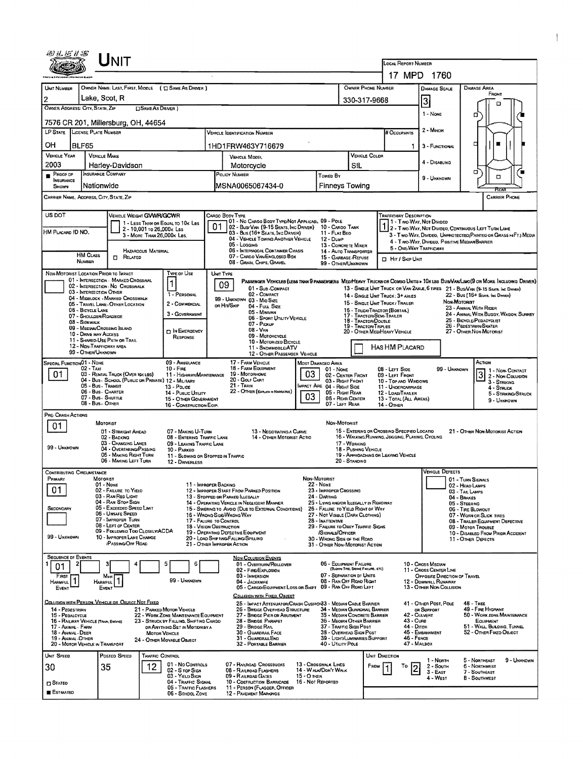# UNIT

**LOCAL REPORT NUMBER:** 17 MPD 1760

| UNIT NUMBER | OWNER NAME: LAST, FIRST, MIDDLE ( ☐ SAME AS DRIVER ) | OWNER PHONE NUMBER | DAMAGE SCALE | DAMAGE AREA |
|---|---|---|---|---|
| 2 | Lake, Scot, R | 330-317-9668 | 3 | FRONT |

OWNER ADDRESS: CITY, STATE, ZIP ☐ SAME AS DRIVER )

7576 CR 201, Millersburg, OH, 44654

DAMAGE SCALE: 1 - NONE, 2 - MINOR, 3 - FUNCTIONAL, 4 - DISABLING, 9 - UNKNOWN

| LP STATE | LICENSE PLATE NUMBER | VEHICLE IDENTIFICATION NUMBER | # OCCUPANTS |
|---|---|---|---|
| OH | BLF65 | 1HD1FRW463Y716679 | 1 |

| VEHICLE YEAR | VEHICLE MAKE | VEHICLE MODEL | VEHICLE COLOR |
|---|---|---|---|
| 2003 | Harley-Davidson | Motorcycle | SIL |

| ■ PROOF OF INSURANCE SHOWN | INSURANCE COMPANY | POLICY NUMBER | TOWED BY |
|---|---|---|---|
| | Nationwide | MSNA0065067434-0 | Finneys Towing |

CARRIER NAME, ADDRESS, CITY, STATE, ZIP — CARRIER PHONE

US DOT

VEHICLE WEIGHT GVWR/GCWR: 1 - LESS THAN OR EQUAL TO 10K LBS; 2 - 10,001 TO 26,000K LBS; 3 - MORE THAN 26,000K LBS.

HM PLACARD ID NO.

HM CLASS NUMBER ☐ RELATED — HAZARDOUS MATERIAL

CARGO BODY TYPE: **01**
01 - NO CARGO BODY TYPE/NOT APPLICABL; 02 - BUS/VAN (9-15 SEATS, INC DRIVER); 03 - BUS (16+ SEATS, INC DRIVER); 04 - VEHICLE TOWING ANOTHER VEHICLE; 05 - LOGGING; 06 - INTERMODAL CONTAINER CHASIS; 07 - CARGO VAN/ENCLOSED BOX; 08 - GRAIN, CHIPS, GRAVEL; 09 - POLE; 10 - CARGO TANK; 11 - FLAT BED; 12 - DUMP; 13 - CONCRETE MIXER; 14 - AUTO TRANSPORTER; 15 - GARBAGE /REFUSE; 99 - OTHER/UNKNOWN

TRAFFICWAY DESCRIPTION: **1**
1 - TWO-WAY, NOT DIVIDED; 2 - TWO-WAY, NOT DIVIDED, CONTINUOUS LEFT TURN LANE; 3 - TWO-WAY, DIVIDED, UNPROTECTED(PAINTED OR GRASS >4FT.) MEDIA; 4 - TWO-WAY, DIVIDED, POSITIVE MEDIAN BARRIER; 5 - ONE-WAY TRAFFICWAY
☐ HIT / SKIP UNIT

NON-MOTORIST LOCATION PRIOR TO IMPACT: 01 - INTERSECTION - MARKED CROSSWAL; 02 - INTERSECTION - NO CROSSWALK; 03 - INTERSECTION OTHER; 04 - MIDBLOCK - MARKED CROSSWALK; 05 - TRAVEL LANE - OTHER LOCATION; 06 - BICYCLE LANE; 07 - SHOULDER/ROADSIDE; 08 - SIDEWALK; 09 - MEDIAN/CROSSING ISLAND; 10 - DRIVE WAY ACCESS; 11 - SHARED-USE PATH OR TRAIL; 12 - NON-TRAFFICWAY AREA; 99 - OTHER/UNKNOWN

TYPE OF USE: **1**
1 - PERSONAL; 2 - COMMERCIAL; 3 - GOVERNMENT; ☐ IN EMERGENCY RESPONSE

UNIT TYPE: **09**
PASSENGER VEHICLES (LESS THAN 9 PASSENGERS MED/HEAVY TRUCKS OR COMBO UNITS > 10K LBS BUS/VAN/LIMO(9 OR MORE INCLUDING DRIVER)
01 - SUB-COMPACT; 02 - COMPACT; 99 - UNKNOWN 03 - MID SIZE OR HIT/SKIP; 04 - FULL SIZE; 05 - MINIVAN; 06 - SPORT UTILITY VEHICLE; 07 - PICKUP; 08 - VAN; 09 - MOTORCYCLE; 10 - MOTORIZED BICYCLE; 11 - SNOWMOBILE/ATV; 12 - OTHER PASSENGER VEHICLE
13 - SINGLE UNIT TRUCK OR VAN 2AXLE, 6 TIRES; 14 - SINGLE UNIT TRUCK: 3+ AXLES; 15 - SINGLE UNIT TRUCK / TRAILER; 16 - TRUCK/TRACTOR (BOBTAIL); 17 - TRACTOR/SEMI-TRAILER; 18 - TRACTOR/DOUBLE; 19 - TRACTOR/TRIPLES; 20 - OTHER MED/HEAVY VEHICLE
21 - BUS/VAN (9-15 SEATS, INC DRIVER); 22 - BUS (16+ SEATS, INC DRIVER)
NON-MOTORIST: 23 - ANIMAL WITH RIDER; 24 - ANIMAL WITH BUGGY, WAGON, SURREY; 25 - BICYCLE/PEDACYCLIST; 26 - PEDESTRIAN/SKATER; 27 - OTHER NON-MOTORIST
☐ HAS HM PLACARD

SPECIAL FUNCTION: **01**
01 - NONE; 02 - TAXI; 03 - RENTAL TRUCK (OVER 10K LBS); 04 - BUS - SCHOOL (PUBLIC OR PRIVATE); 05 - BUS - TRANSIT; 06 - BUS - CHARTER; 07 - BUS - SHUTTLE; 08 - BUS - OTHER; 09 - AMBULANCE; 10 - FIRE; 11 - HIGHWAY/MAINTENANCE; 12 - MILITARY; 13 - POLICE; 14 - PUBLIC UTILITY; 15 - OTHER GOVERNMENT; 16 - CONSTRUCTION EQIP.; 17 - FARM VEHICLE; 18 - FARM EQUIPMENT; 19 - MOTORHOME; 20 - GOLF CART; 21 - TRAIN; 22 - OTHER (EXPLAIN IN NARRATIVE)

MOST DAMAGED AREA: **03**; IMPACT ARE: **03**
01 - NONE; 02 - CENTER FRONT; 03 - RIGHT FRONT; 04 - RIGHT SIDE; 05 - RIGHT REAR; 06 - REAR CENTER; 07 - LEFT REAR; 08 - LEFT SIDE; 09 - LEFT FRONT; 10 - TOP AND WINDOWS; 11 - UNDERCARRIAGE; 12 - LOAD/TRAILER; 13 - TOTAL (ALL AREAS); 14 - OTHER; 99 - UNKNOWN

ACTION: **3**
1 - NON-CONTACT; 2 - NON-COLLISION; 3 - STRIKING; 4 - STRUCK; 5 - STRIKING/STRUCK; 9 - UNKNOWN

PRE-CRASH ACTIONS: **01**
MOTORIST: 01 - STRAIGHT AHEAD; 02 - BACKING; 03 - CHANGING LANES; 04 - OVERTAKING/PASSING; 05 - MAKING RIGHT TURN; 06 - MAKING LEFT TURN; 07 - MAKING U-TURN; 08 - ENTERING TRAFFIC LANE; 09 - LEAVING TRAFFIC LANE; 10 - PARKED; 11 - SLOWING OR STOPPED IN TRAFFIC; 12 - DRIVERLESS; 13 - NEGOTIATING A CURVE; 14 - OTHER MOTORIST ACTIO
99 - UNKNOWN
NON-MOTORIST: 15 - ENTERING OR CROSSING SPECIFIED LOCATIO; 16 - WALKING, RUNNING, JOGGING, PLAYING, CYCLING; 17 - WORKING; 18 - PUSHING VEHICLE; 19 - APPROACHING OR LEAVING VEHICLE; 20 - STANDING; 21 - OTHER NON-MOTORIST ACTION

CONTRIBUTING CIRCUMSTANCE — PRIMARY: **01**; SECONDARY: (blank)
MOTORIST: 01 - NONE; 02 - FAILURE TO YIELD; 03 - RAN RED LIGHT; 04 - RAN STOP SIGN; 05 - EXCEEDED SPEED LIMIT; 06 - UNSAFE SPEED; 07 - IMPROPER TURN; 08 - LEFT OF CENTER; 09 - FOLLOWED TOO CLOSELY/ACDA; 10 - IMPROPER LANE CHANGE /PASSING/OFF ROAD; 11 - IMPROPER BACKING; 12 - IMPROPER START FROM PARKED POSITION; 13 - STOPPED OR PARKED ILLEGALLY; 14 - OPERATING VEHICLE IN NEGLIGENT MANNER; 15 - SWERING TO AVOID (DUE TO EXTERNAL CONDITIONS); 16 - WRONG SIDE/WRONG WAY; 17 - FAILURE TO CONTROL; 18 - VISION OBSTRUCTION; 19 - OPERATING DEFECTIVE EQUIPMENT; 20 - LOAD SHIFTING/FALLING/SPILLING; 21 - OTHER IMPROPER ACTION
99 - UNKNOWN
NON-MOTORIST: 22 - NONE; 23 - IMPROPER CROSSING; 24 - DARTING; 25 - LYING AND/OR ILLEGALLY IN ROADWAY; 26 - FALURE TO YIELD RIGHT OF WAY; 27 - NOT VISIBLE (DARK CLOTHING); 28 - INATTENTIVE; 29 - FAILURE TO OBEY TRAFFIC SIGNS /SIGNALS/OFFICER; 30 - WRONG SIDE OF THE ROAD; 31 - OTHER NON-MOTORIST ACTION

VEHICLE DEFECTS: 01 - TURN SIGNALS; 02 - HEAD LAMPS; 03 - TAIL LAMPS; 04 - BRAKES; 05 - STEERING; 06 - TIRE BLOWOUT; 07 - WORN OR SLICK TIRES; 08 - TRAILER EQUIPMENT DEFECTIVE; 09 - MOTOR TROUBLE; 10 - DISABLED FROM PRIOR ACCIDENT; 11 - OTHER DEFECTS

SEQUENCE OF EVENTS: 1: **01**; 2: ; 3: ; 4: ; 5: ; 6:
FIRST HARMFUL EVENT: **1**; MOST HARMFUL EVENT: **1**
99 - UNKNOWN

NON-COLLISION EVENTS: 01 - OVERTURN/ROLLOVER; 02 - FIRE/EXPLOSION; 03 - IMMERSION; 04 - JACKKNIFE; 05 - CARGO/EQUIPMENT LOSS OR SHIFT; 06 - EQUIPMENT FAILURE (BLOWN TIRE, BRAKE FAILURE, ETC); 07 - SEPARATION OF UNITS; 08 - RAN OFF ROAD RIGHT; 09 - RAN OFF ROAD LEFT; 10 - CROSS MEDIAN; 11 - CROSS CENTER LINE OPPOSITE DIRECTION OF TRAVEL; 12 - DOWNHILL RUNAWAY; 13 - OTHER NON-COLLISION

COLLISION WITH PERSON, VEHICLE OR OBJECT NOT FIXED: 14 - PEDESTRIAN; 15 - PEDALCYCLE; 16 - RAILWAY VEHICLE (TRAIN, ENGINE); 17 - ANIMAL - FARM; 18 - ANIMAL - DEER; 19 - ANIMAL - OTHER; 20 - MOTOR VEHICLE IN TRANSPORT; 21 - PARKED MOTOR VEHICLE; 22 - WORK ZONE MAINTENANCE EQUIPMENT; 23 - STRUCK BY FALLING, SHIFTING CARGO OR ANYTHING SET IN MOTION BY A MOTOR VEHICLE; 24 - OTHER MOVABLE OBJECT

COLLISION WITH FIXED, OBJECT: 25 - IMPACT ATTENUATOR/CRASH CUSHION; 26 - BRIDGE OVERHEAD STRUCTURE; 27 - BRIDGE PIER OR ABUTMENT; 28 - BRIDGE PARAPET; 29 - BRIDGE RAIL; 30 - GUARDRAIL FACE; 31 - GUARDRAILEND; 32 - PORTABLE BARRIER; 33 - MEDIAN CABLE BARRIER; 34 - MEDIAN GUARDRAIL BARRIER; 35 - MEDIAN CONCRETE BARRIER; 36 - MEDIAN OTHER BARRIER; 37 - TRAFFIC SIGN POST; 38 - OVERHEAD SIGN POST; 39 - LIGHT/LUMINARIES SUPPORT; 40 - UTILITY POLE; 41 - OTHER POST, POLE OR SUPPORT; 42 - CULVERT; 43 - CURB; 44 - DITCH; 45 - EMBANKMENT; 46 - FENCE; 47 - MAILBOX; 48 - TREE; 49 - FIRE HYDRANT; 50 - WORK ZONE MAINTENANCE EQUIPMENT; 51 - WALL, BUILDING, TUNNEL; 52 - OTHER FIXED OBJECT

| UNIT SPEED | POSTED SPEED | TRAFFIC CONTROL | UNIT DIRECTION |
|---|---|---|---|
| 30 | 35 | 12 | FROM 1 TO 2 |

☐ STATED ■ ESTIMATED

TRAFFIC CONTROL: 01 - NO CONTROLS; 02 - STOP SIGN; 03 - YIELD SIGN; 04 - TRAFFIC SIGNAL; 05 - TRAFFIC FLASHERS; 06 - SCHOOL ZONE; 07 - RAILROAD CROSSBUCKS; 08 - RAILROAD FLASHERS; 09 - RAILROAD GATES; 10 - COSTRUCTION BARRICADE; 11 - PERSON (FLAGGER, OFFICER; 12 - PAVEMENT MARKINGS; 13 - CROSSWALK LINES; 14 - WALK/DON'T WALK; 15 - OTHER; 16 - NOT REPORTED

UNIT DIRECTION: 1 - NORTH; 2 - SOUTH; 3 - EAST; 4 - WEST; 5 - NORTHEAST; 6 - NORTHWEST; 7 - SOUTHEAST; 8 - SOUTHWEST; 9 - UNKNOWN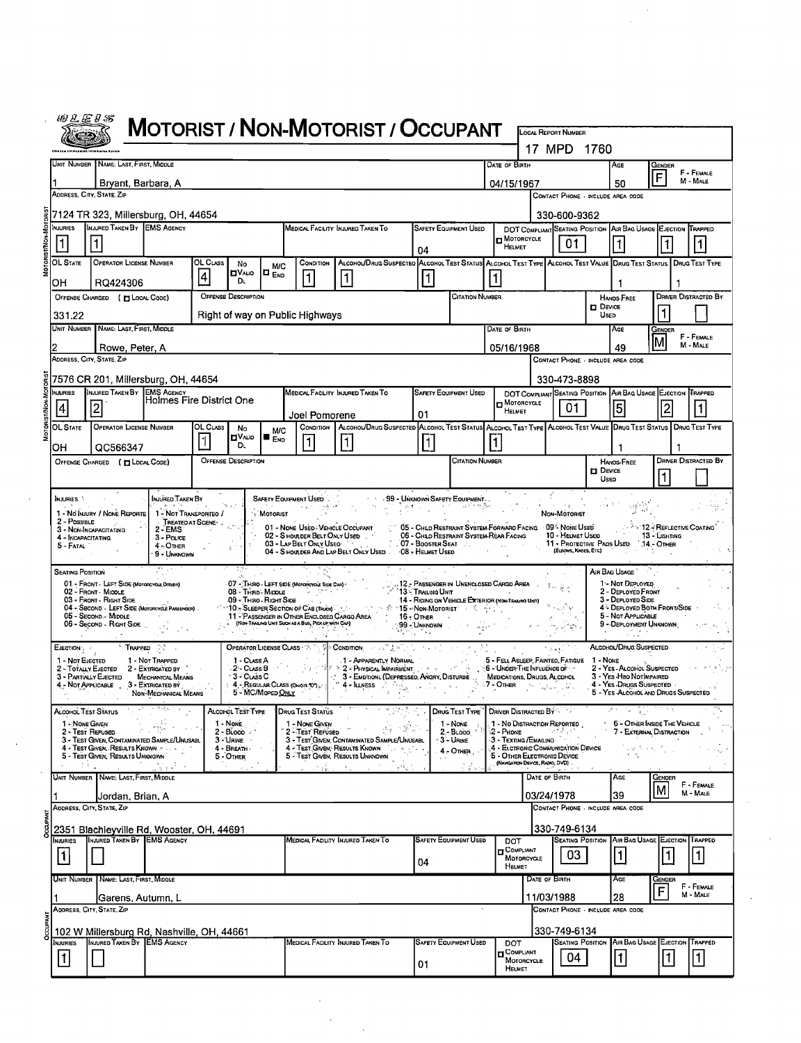# MOTORIST / NON-MOTORIST / OCCUPANT

LOCAL REPORT NUMBER: 17 MPD 1760

## MOTORIST/NON-MOTORIST

| UNIT NUMBER | NAME: LAST, FIRST, MIDDLE | DATE OF BIRTH | AGE | GENDER |
|---|---|---|---|---|
| 1 | Bryant, Barbara, A | 04/15/1967 | 50 | F |

ADDRESS, CITY, STATE, ZIP: 7124 TR 323, Millersburg, OH, 44654
CONTACT PHONE - INCLUDE AREA CODE: 330-600-9362

| INJURIES | INJURED TAKEN BY | EMS AGENCY | MEDICAL FACILITY INJURED TAKEN TO | SAFETY EQUIPMENT USED | DOT COMPLIANT MOTORCYCLE HELMET | SEATING POSITION | AIR BAG USAGE | EJECTION | TRAPPED |
|---|---|---|---|---|---|---|---|---|---|
| 1 | 1 | | | 04 | | 01 | 1 | 1 | 1 |

| OL STATE | OPERATOR LICENSE NUMBER | OL CLASS | NO VALID DL | M/C END | CONDITION | ALCOHOL/DRUG SUSPECTED | ALCOHOL TEST STATUS | ALCOHOL TEST TYPE | ALCOHOL TEST VALUE | DRUG TEST STATUS | DRUG TEST TYPE |
|---|---|---|---|---|---|---|---|---|---|---|---|
| OH | RQ424306 | 4 | | | 1 | 1 | 1 | 1 | | 1 | 1 |

| OFFENSE CHARGED (LOCAL CODE) | OFFENSE DESCRIPTION | CITATION NUMBER | HANDS-FREE DEVICE USED | DRIVER DISTRACTED BY |
|---|---|---|---|---|
| 331.22 | Right of way on Public Highways | | | 1 |

| UNIT NUMBER | NAME: LAST, FIRST, MIDDLE | DATE OF BIRTH | AGE | GENDER |
|---|---|---|---|---|
| 2 | Rowe, Peter, A | 05/16/1968 | 49 | M |

ADDRESS, CITY, STATE, ZIP: 7576 CR 201, Millersburg, OH, 44654
CONTACT PHONE - INCLUDE AREA CODE: 330-473-8898

| INJURIES | INJURED TAKEN BY | EMS AGENCY | MEDICAL FACILITY INJURED TAKEN TO | SAFETY EQUIPMENT USED | DOT COMPLIANT MOTORCYCLE HELMET | SEATING POSITION | AIR BAG USAGE | EJECTION | TRAPPED |
|---|---|---|---|---|---|---|---|---|---|
| 4 | 2 | Holmes Fire District One | Joel Pomorene | 01 | | 01 | 5 | 2 | 1 |

| OL STATE | OPERATOR LICENSE NUMBER | OL CLASS | NO VALID DL | M/C END | CONDITION | ALCOHOL/DRUG SUSPECTED | ALCOHOL TEST STATUS | ALCOHOL TEST TYPE | ALCOHOL TEST VALUE | DRUG TEST STATUS | DRUG TEST TYPE |
|---|---|---|---|---|---|---|---|---|---|---|---|
| OH | QC566347 | 1 | | ■ | 1 | 1 | 1 | 1 | | 1 | 1 |

| OFFENSE CHARGED (LOCAL CODE) | OFFENSE DESCRIPTION | CITATION NUMBER | HANDS-FREE DEVICE USED | DRIVER DISTRACTED BY |
|---|---|---|---|---|
| | | | | 1 |

## Codes

**INJURIES:** 1 - No Injury / None Reported; 2 - Possible; 3 - Non-Incapacitating; 4 - Incapacitating; 5 - Fatal

**INJURED TAKEN BY:** 1 - Not Transported / Treated at Scene; 2 - EMS; 3 - Police; 4 - Other; 9 - Unknown

**SAFETY EQUIPMENT USED:**
Motorist: 01 - None Used - Vehicle Occupant; 02 - Shoulder Belt Only Used; 03 - Lap Belt Only Used; 04 - Shoulder And Lap Belt Only Used; 05 - Child Restraint System-Forward Facing; 06 - Child Restraint System-Rear Facing; 07 - Booster Seat; 08 - Helmet Used; 99 - Unknown Safety Equipment
Non-Motorist: 09 - None Used; 10 - Helmet Used; 11 - Protective Pads Used (Elbows, Knees, Etc); 12 - Reflective Coating; 13 - Lighting; 14 - Other

**SEATING POSITION:** 01 - Front - Left Side (Motorcycle Driver); 02 - Front - Middle; 03 - Front - Right Side; 04 - Second - Left Side (Motorcycle Passenger); 05 - Second - Middle; 06 - Second - Right Side; 07 - Third - Left Side (Motorcycle Side Car); 08 - Third - Middle; 09 - Third - Right Side; 10 - Sleeper Section of Cab (Truck); 11 - Passenger in Other Enclosed Cargo Area (Non-Trailing Unit Such as a Bus, Pickup with Cap); 12 - Passenger in Unenclosed Cargo Area; 13 - Trailing Unit; 14 - Riding on Vehicle Exterior (Non-Trailing Unit); 15 - Non-Motorist; 16 - Other; 99 - Unknown

**AIR BAG USAGE:** 1 - Not Deployed; 2 - Deployed Front; 3 - Deployed Side; 4 - Deployed Both Front/Side; 5 - Not Applicable; 9 - Deployment Unknown

**EJECTION:** 1 - Not Ejected; 2 - Totally Ejected; 3 - Partially Ejected; 4 - Not Applicable

**TRAPPED:** 1 - Not Trapped; 2 - Extricated by Mechanical Means; 3 - Extricated by Non-Mechanical Means

**OPERATOR LICENSE CLASS:** 1 - Class A; 2 - Class B; 3 - Class C; 4 - Regular Class (Ohio's "D"); 5 - MC/Moped Only

**CONDITION:** 1 - Apparently Normal; 2 - Physical Impairment; 3 - Emotionl (Depressed, Angry, Disturbe; 4 - Illness; 5 - Fell Asleep, Fainted, Fatigue; 6 - Under the Influence of Medications, Drugs, Alcohol; 7 - Other

**ALCOHOL/DRUG SUSPECTED:** 1 - None; 2 - Yes - Alcohol Suspected; 3 - Yes - HBD Not Impaired; 4 - Yes - Drugs Suspected; 5 - Yes - Alcohol and Drugs Suspected

**ALCOHOL TEST STATUS:** 1 - None Given; 2 - Test Refused; 3 - Test Given, Contaminated Sample/Unusabl; 4 - Test Given, Results Known; 5 - Test Given, Results Unknown

**ALCOHOL TEST TYPE:** 1 - None; 2 - Blood; 3 - Urine; 4 - Breath; 5 - Other

**DRUG TEST STATUS:** 1 - None Given; 2 - Test Refused; 3 - Test Given, Contaminated Sample/Unusabl; 4 - Test Given, Results Known; 5 - Test Given, Results Unknown

**DRUG TEST TYPE:** 1 - None; 2 - Blood; 3 - Urine; 4 - Other

**DRIVER DISTRACTED BY:** 1 - No Distraction Reported; 2 - Phone; 3 - Texting/Emailing; 4 - Electronic Communication Device; 5 - Other Electronic Device (Navigation Device, Radio, DVD); 6 - Other Inside The Vehicle; 7 - External Distraction

## OCCUPANT

| UNIT NUMBER | NAME: LAST, FIRST, MIDDLE | DATE OF BIRTH | AGE | GENDER |
|---|---|---|---|---|
| 1 | Jordan, Brian, A | 03/24/1978 | 39 | M |

ADDRESS, CITY, STATE, ZIP: 2351 Blachleyville Rd, Wooster, OH, 44691
CONTACT PHONE - INCLUDE AREA CODE: 330-749-6134

| INJURIES | INJURED TAKEN BY | EMS AGENCY | MEDICAL FACILITY INJURED TAKEN TO | SAFETY EQUIPMENT USED | DOT COMPLIANT MOTORCYCLE HELMET | SEATING POSITION | AIR BAG USAGE | EJECTION | TRAPPED |
|---|---|---|---|---|---|---|---|---|---|
| 1 | | | | 04 | | 03 | 1 | 1 | 1 |

| UNIT NUMBER | NAME: LAST, FIRST, MIDDLE | DATE OF BIRTH | AGE | GENDER |
|---|---|---|---|---|
| 1 | Garens, Autumn, L | 11/03/1988 | 28 | F |

ADDRESS, CITY, STATE, ZIP: 102 W Millersburg Rd, Nashville, OH, 44661
CONTACT PHONE - INCLUDE AREA CODE: 330-749-6134

| INJURIES | INJURED TAKEN BY | EMS AGENCY | MEDICAL FACILITY INJURED TAKEN TO | SAFETY EQUIPMENT USED | DOT COMPLIANT MOTORCYCLE HELMET | SEATING POSITION | AIR BAG USAGE | EJECTION | TRAPPED |
|---|---|---|---|---|---|---|---|---|---|
| 1 | | | | 01 | | 04 | 1 | 1 | 1 |